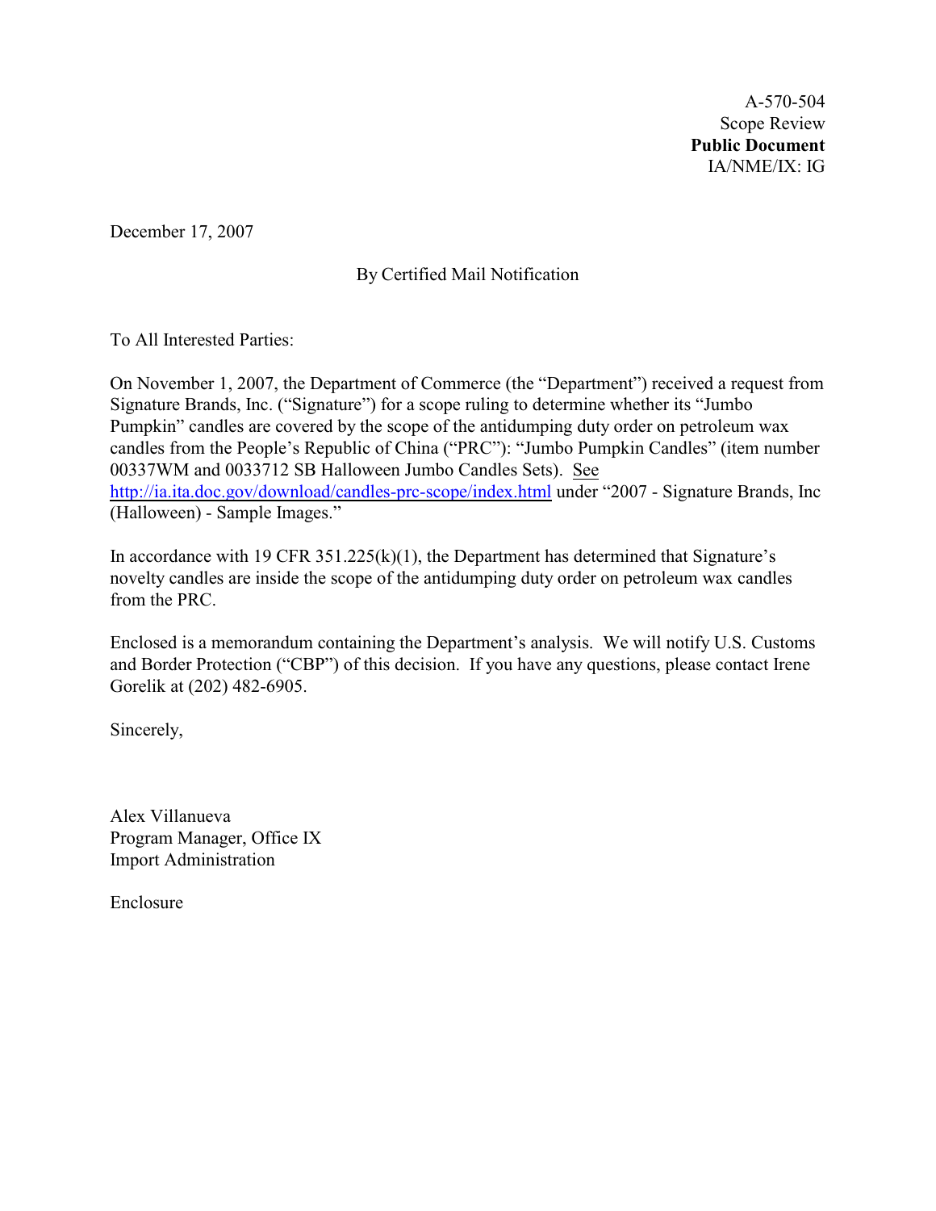A-570-504
Scope Review
**Public Document**
IA/NME/IX: IG

December 17, 2007

By Certified Mail Notification

To All Interested Parties:

On November 1, 2007, the Department of Commerce (the "Department") received a request from Signature Brands, Inc. ("Signature") for a scope ruling to determine whether its "Jumbo Pumpkin" candles are covered by the scope of the antidumping duty order on petroleum wax candles from the People's Republic of China ("PRC"): "Jumbo Pumpkin Candles" (item number 00337WM and 0033712 SB Halloween Jumbo Candles Sets). See http://ia.ita.doc.gov/download/candles-prc-scope/index.html under "2007 - Signature Brands, Inc (Halloween) - Sample Images."

In accordance with 19 CFR 351.225(k)(1), the Department has determined that Signature's novelty candles are inside the scope of the antidumping duty order on petroleum wax candles from the PRC.

Enclosed is a memorandum containing the Department's analysis. We will notify U.S. Customs and Border Protection ("CBP") of this decision. If you have any questions, please contact Irene Gorelik at (202) 482-6905.

Sincerely,

Alex Villanueva
Program Manager, Office IX
Import Administration

Enclosure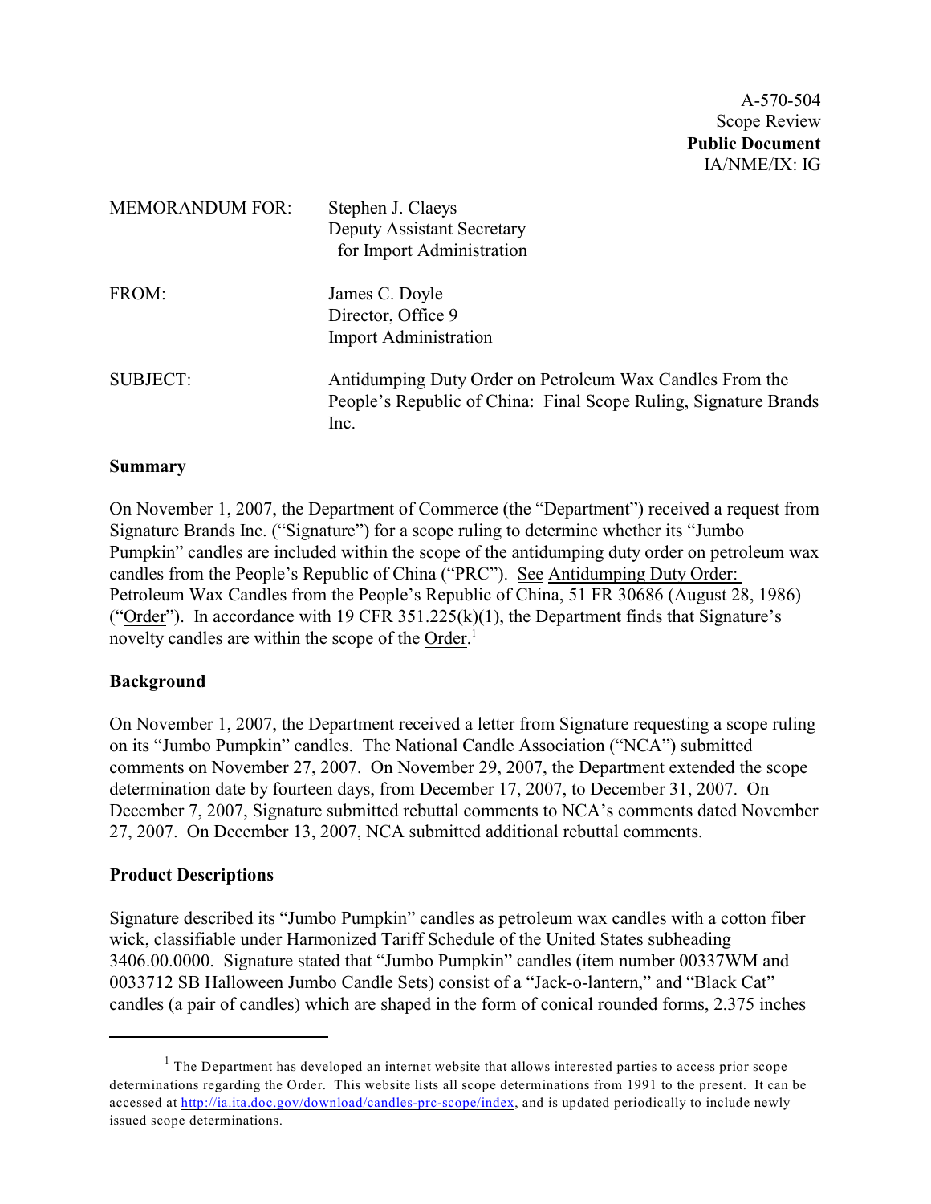A-570-504
Scope Review
**Public Document**
IA/NME/IX: IG

MEMORANDUM FOR: Stephen J. Claeys
Deputy Assistant Secretary
for Import Administration

FROM: James C. Doyle
Director, Office 9
Import Administration

SUBJECT: Antidumping Duty Order on Petroleum Wax Candles From the People's Republic of China: Final Scope Ruling, Signature Brands Inc.

**Summary**

On November 1, 2007, the Department of Commerce (the "Department") received a request from Signature Brands Inc. ("Signature") for a scope ruling to determine whether its "Jumbo Pumpkin" candles are included within the scope of the antidumping duty order on petroleum wax candles from the People's Republic of China ("PRC"). See Antidumping Duty Order: Petroleum Wax Candles from the People's Republic of China, 51 FR 30686 (August 28, 1986) ("Order"). In accordance with 19 CFR 351.225(k)(1), the Department finds that Signature's novelty candles are within the scope of the Order.[1]

**Background**

On November 1, 2007, the Department received a letter from Signature requesting a scope ruling on its "Jumbo Pumpkin" candles. The National Candle Association ("NCA") submitted comments on November 27, 2007. On November 29, 2007, the Department extended the scope determination date by fourteen days, from December 17, 2007, to December 31, 2007. On December 7, 2007, Signature submitted rebuttal comments to NCA's comments dated November 27, 2007. On December 13, 2007, NCA submitted additional rebuttal comments.

**Product Descriptions**

Signature described its "Jumbo Pumpkin" candles as petroleum wax candles with a cotton fiber wick, classifiable under Harmonized Tariff Schedule of the United States subheading 3406.00.0000. Signature stated that "Jumbo Pumpkin" candles (item number 00337WM and 0033712 SB Halloween Jumbo Candle Sets) consist of a "Jack-o-lantern," and "Black Cat" candles (a pair of candles) which are shaped in the form of conical rounded forms, 2.375 inches

---

[1] The Department has developed an internet website that allows interested parties to access prior scope determinations regarding the Order. This website lists all scope determinations from 1991 to the present. It can be accessed at http://ia.ita.doc.gov/download/candles-prc-scope/index, and is updated periodically to include newly issued scope determinations.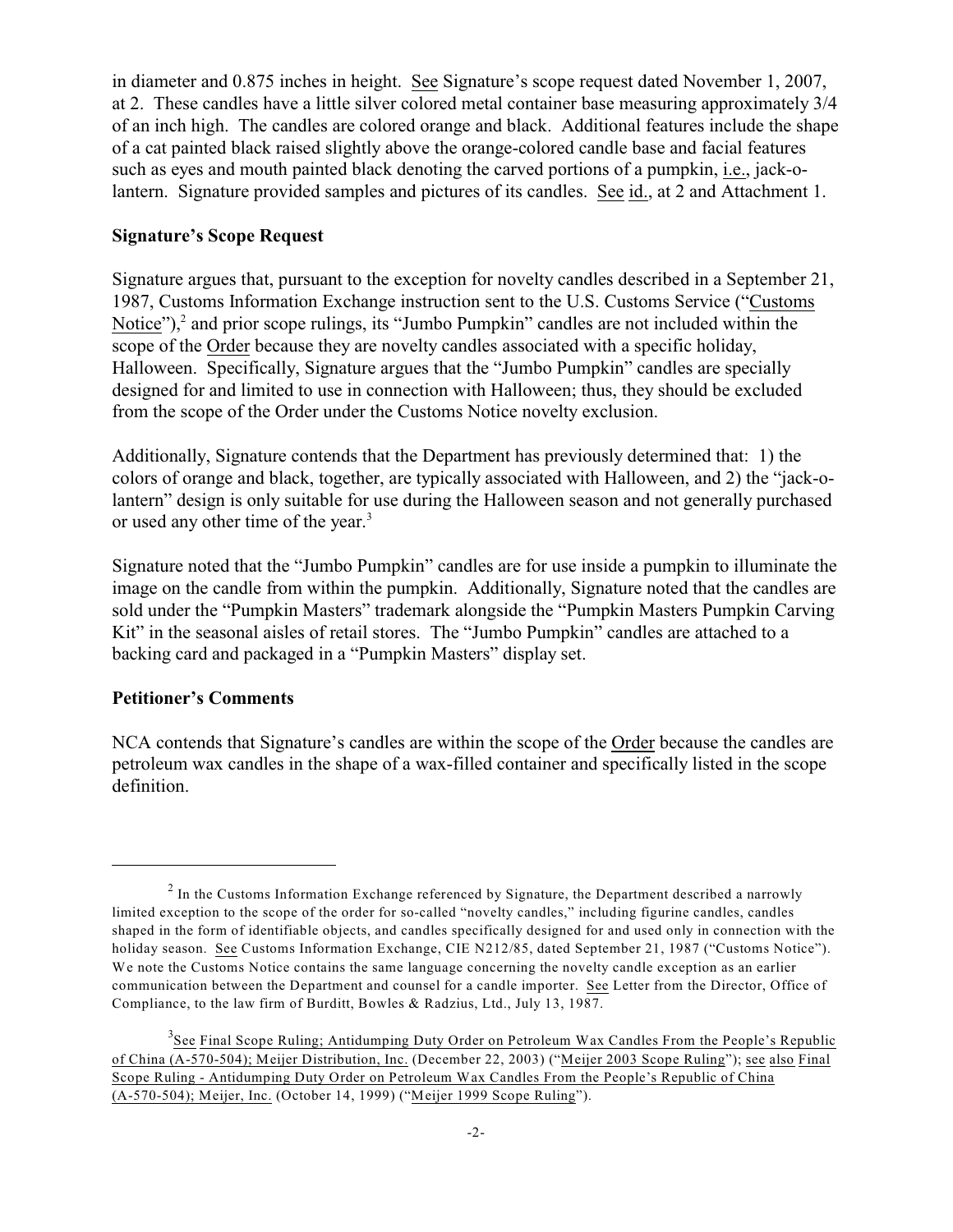in diameter and 0.875 inches in height. See Signature's scope request dated November 1, 2007, at 2. These candles have a little silver colored metal container base measuring approximately 3/4 of an inch high. The candles are colored orange and black. Additional features include the shape of a cat painted black raised slightly above the orange-colored candle base and facial features such as eyes and mouth painted black denoting the carved portions of a pumpkin, i.e., jack-o-lantern. Signature provided samples and pictures of its candles. See id., at 2 and Attachment 1.

**Signature's Scope Request**

Signature argues that, pursuant to the exception for novelty candles described in a September 21, 1987, Customs Information Exchange instruction sent to the U.S. Customs Service ("Customs Notice"),[2] and prior scope rulings, its "Jumbo Pumpkin" candles are not included within the scope of the Order because they are novelty candles associated with a specific holiday, Halloween. Specifically, Signature argues that the "Jumbo Pumpkin" candles are specially designed for and limited to use in connection with Halloween; thus, they should be excluded from the scope of the Order under the Customs Notice novelty exclusion.

Additionally, Signature contends that the Department has previously determined that: 1) the colors of orange and black, together, are typically associated with Halloween, and 2) the "jack-o-lantern" design is only suitable for use during the Halloween season and not generally purchased or used any other time of the year.[3]

Signature noted that the "Jumbo Pumpkin" candles are for use inside a pumpkin to illuminate the image on the candle from within the pumpkin. Additionally, Signature noted that the candles are sold under the "Pumpkin Masters" trademark alongside the "Pumpkin Masters Pumpkin Carving Kit" in the seasonal aisles of retail stores. The "Jumbo Pumpkin" candles are attached to a backing card and packaged in a "Pumpkin Masters" display set.

**Petitioner's Comments**

NCA contends that Signature's candles are within the scope of the Order because the candles are petroleum wax candles in the shape of a wax-filled container and specifically listed in the scope definition.

---

[2] In the Customs Information Exchange referenced by Signature, the Department described a narrowly limited exception to the scope of the order for so-called "novelty candles," including figurine candles, candles shaped in the form of identifiable objects, and candles specifically designed for and used only in connection with the holiday season. See Customs Information Exchange, CIE N212/85, dated September 21, 1987 ("Customs Notice"). We note the Customs Notice contains the same language concerning the novelty candle exception as an earlier communication between the Department and counsel for a candle importer. See Letter from the Director, Office of Compliance, to the law firm of Burditt, Bowles & Radzius, Ltd., July 13, 1987.

[3] See Final Scope Ruling; Antidumping Duty Order on Petroleum Wax Candles From the People's Republic of China (A-570-504); Meijer Distribution, Inc. (December 22, 2003) ("Meijer 2003 Scope Ruling"); see also Final Scope Ruling - Antidumping Duty Order on Petroleum Wax Candles From the People's Republic of China (A-570-504); Meijer, Inc. (October 14, 1999) ("Meijer 1999 Scope Ruling").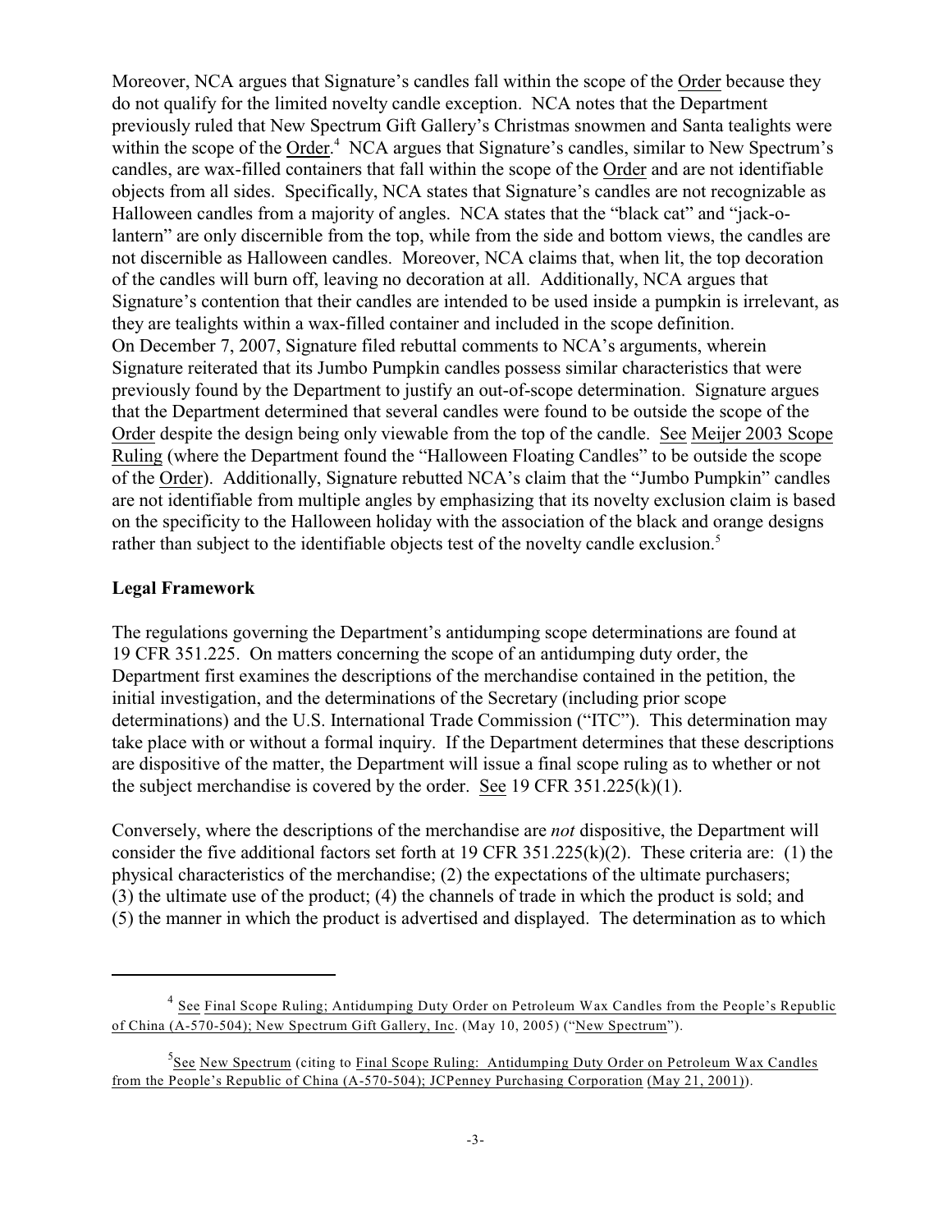Moreover, NCA argues that Signature's candles fall within the scope of the Order because they do not qualify for the limited novelty candle exception. NCA notes that the Department previously ruled that New Spectrum Gift Gallery's Christmas snowmen and Santa tealights were within the scope of the Order.[4] NCA argues that Signature's candles, similar to New Spectrum's candles, are wax-filled containers that fall within the scope of the Order and are not identifiable objects from all sides. Specifically, NCA states that Signature's candles are not recognizable as Halloween candles from a majority of angles. NCA states that the "black cat" and "jack-o-lantern" are only discernible from the top, while from the side and bottom views, the candles are not discernible as Halloween candles. Moreover, NCA claims that, when lit, the top decoration of the candles will burn off, leaving no decoration at all. Additionally, NCA argues that Signature's contention that their candles are intended to be used inside a pumpkin is irrelevant, as they are tealights within a wax-filled container and included in the scope definition.

On December 7, 2007, Signature filed rebuttal comments to NCA's arguments, wherein Signature reiterated that its Jumbo Pumpkin candles possess similar characteristics that were previously found by the Department to justify an out-of-scope determination. Signature argues that the Department determined that several candles were found to be outside the scope of the Order despite the design being only viewable from the top of the candle. See Meijer 2003 Scope Ruling (where the Department found the "Halloween Floating Candles" to be outside the scope of the Order). Additionally, Signature rebutted NCA's claim that the "Jumbo Pumpkin" candles are not identifiable from multiple angles by emphasizing that its novelty exclusion claim is based on the specificity to the Halloween holiday with the association of the black and orange designs rather than subject to the identifiable objects test of the novelty candle exclusion.[5]

## Legal Framework

The regulations governing the Department's antidumping scope determinations are found at 19 CFR 351.225. On matters concerning the scope of an antidumping duty order, the Department first examines the descriptions of the merchandise contained in the petition, the initial investigation, and the determinations of the Secretary (including prior scope determinations) and the U.S. International Trade Commission ("ITC"). This determination may take place with or without a formal inquiry. If the Department determines that these descriptions are dispositive of the matter, the Department will issue a final scope ruling as to whether or not the subject merchandise is covered by the order. See 19 CFR 351.225(k)(1).

Conversely, where the descriptions of the merchandise are *not* dispositive, the Department will consider the five additional factors set forth at 19 CFR 351.225(k)(2). These criteria are: (1) the physical characteristics of the merchandise; (2) the expectations of the ultimate purchasers; (3) the ultimate use of the product; (4) the channels of trade in which the product is sold; and (5) the manner in which the product is advertised and displayed. The determination as to which

---

[4] See Final Scope Ruling; Antidumping Duty Order on Petroleum Wax Candles from the People's Republic of China (A-570-504); New Spectrum Gift Gallery, Inc. (May 10, 2005) ("New Spectrum").

[5] See New Spectrum (citing to Final Scope Ruling: Antidumping Duty Order on Petroleum Wax Candles from the People's Republic of China (A-570-504); JCPenney Purchasing Corporation (May 21, 2001)).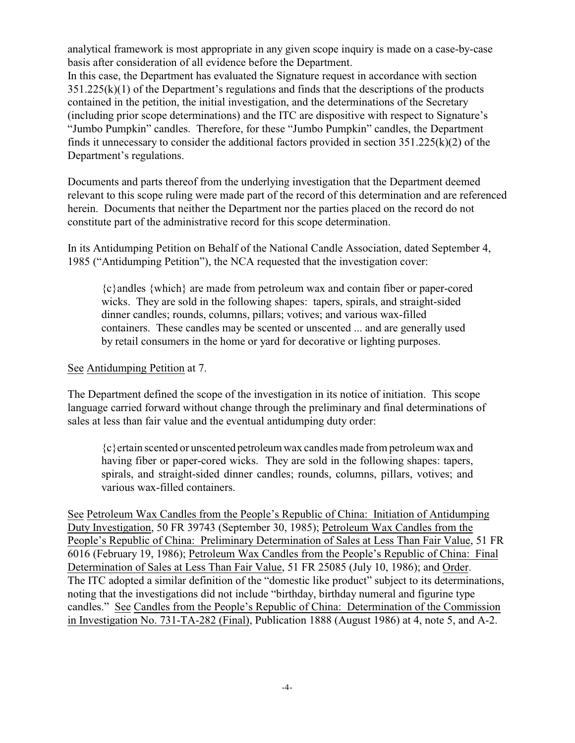analytical framework is most appropriate in any given scope inquiry is made on a case-by-case basis after consideration of all evidence before the Department.

In this case, the Department has evaluated the Signature request in accordance with section 351.225(k)(1) of the Department's regulations and finds that the descriptions of the products contained in the petition, the initial investigation, and the determinations of the Secretary (including prior scope determinations) and the ITC are dispositive with respect to Signature's "Jumbo Pumpkin" candles. Therefore, for these "Jumbo Pumpkin" candles, the Department finds it unnecessary to consider the additional factors provided in section 351.225(k)(2) of the Department's regulations.

Documents and parts thereof from the underlying investigation that the Department deemed relevant to this scope ruling were made part of the record of this determination and are referenced herein. Documents that neither the Department nor the parties placed on the record do not constitute part of the administrative record for this scope determination.

In its Antidumping Petition on Behalf of the National Candle Association, dated September 4, 1985 ("Antidumping Petition"), the NCA requested that the investigation cover:

> {c}andles {which} are made from petroleum wax and contain fiber or paper-cored wicks. They are sold in the following shapes: tapers, spirals, and straight-sided dinner candles; rounds, columns, pillars; votives; and various wax-filled containers. These candles may be scented or unscented ... and are generally used by retail consumers in the home or yard for decorative or lighting purposes.

See Antidumping Petition at 7.

The Department defined the scope of the investigation in its notice of initiation. This scope language carried forward without change through the preliminary and final determinations of sales at less than fair value and the eventual antidumping duty order:

> {c}ertain scented or unscented petroleum wax candles made from petroleum wax and having fiber or paper-cored wicks. They are sold in the following shapes: tapers, spirals, and straight-sided dinner candles; rounds, columns, pillars, votives; and various wax-filled containers.

See Petroleum Wax Candles from the People's Republic of China: Initiation of Antidumping Duty Investigation, 50 FR 39743 (September 30, 1985); Petroleum Wax Candles from the People's Republic of China: Preliminary Determination of Sales at Less Than Fair Value, 51 FR 6016 (February 19, 1986); Petroleum Wax Candles from the People's Republic of China: Final Determination of Sales at Less Than Fair Value, 51 FR 25085 (July 10, 1986); and Order. The ITC adopted a similar definition of the "domestic like product" subject to its determinations, noting that the investigations did not include "birthday, birthday numeral and figurine type candles." See Candles from the People's Republic of China: Determination of the Commission in Investigation No. 731-TA-282 (Final), Publication 1888 (August 1986) at 4, note 5, and A-2.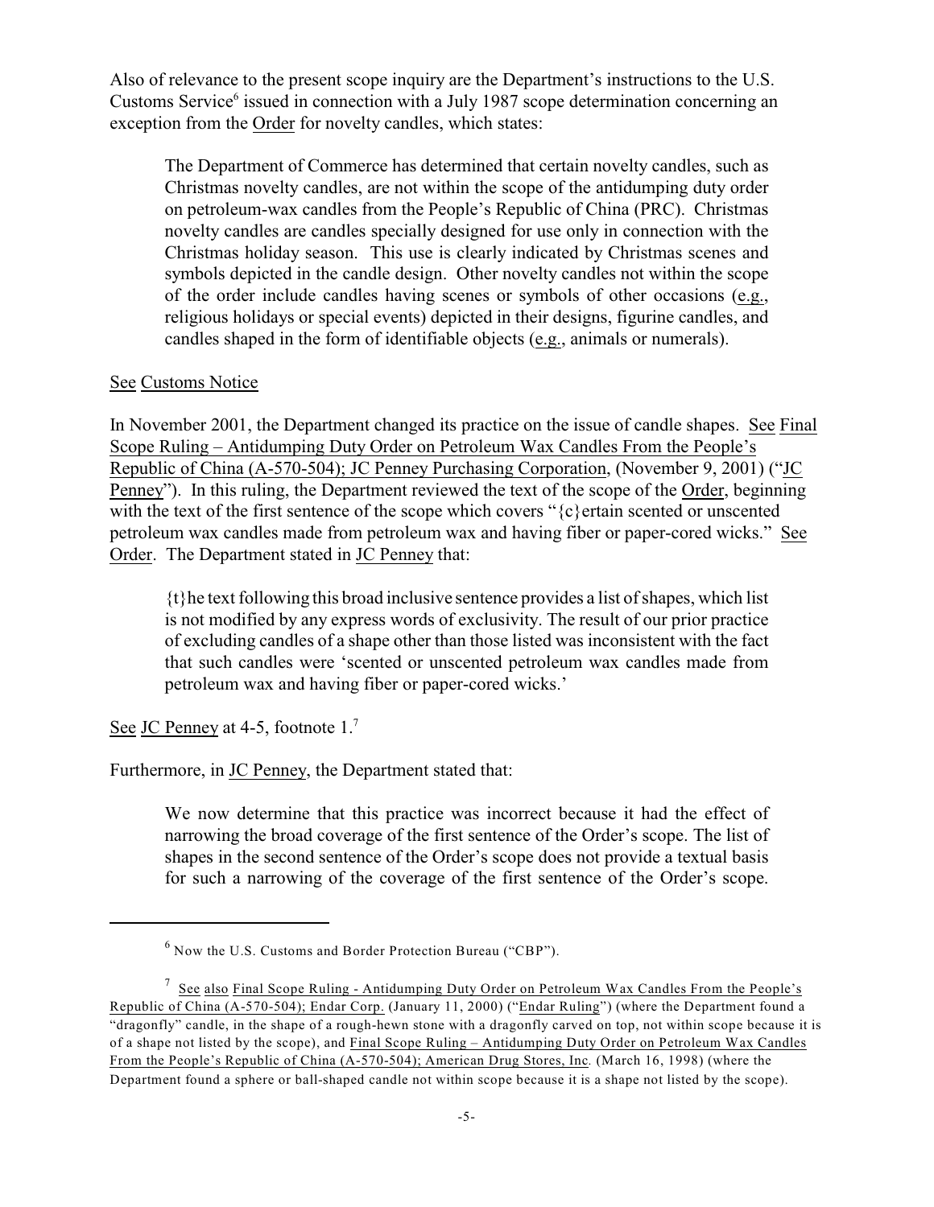Also of relevance to the present scope inquiry are the Department's instructions to the U.S. Customs Service[6] issued in connection with a July 1987 scope determination concerning an exception from the Order for novelty candles, which states:

> The Department of Commerce has determined that certain novelty candles, such as Christmas novelty candles, are not within the scope of the antidumping duty order on petroleum-wax candles from the People's Republic of China (PRC). Christmas novelty candles are candles specially designed for use only in connection with the Christmas holiday season. This use is clearly indicated by Christmas scenes and symbols depicted in the candle design. Other novelty candles not within the scope of the order include candles having scenes or symbols of other occasions (e.g., religious holidays or special events) depicted in their designs, figurine candles, and candles shaped in the form of identifiable objects (e.g., animals or numerals).

See Customs Notice

In November 2001, the Department changed its practice on the issue of candle shapes. See Final Scope Ruling – Antidumping Duty Order on Petroleum Wax Candles From the People's Republic of China (A-570-504); JC Penney Purchasing Corporation, (November 9, 2001) ("JC Penney"). In this ruling, the Department reviewed the text of the scope of the Order, beginning with the text of the first sentence of the scope which covers "{c}ertain scented or unscented petroleum wax candles made from petroleum wax and having fiber or paper-cored wicks." See Order. The Department stated in JC Penney that:

> {t}he text following this broad inclusive sentence provides a list of shapes, which list is not modified by any express words of exclusivity. The result of our prior practice of excluding candles of a shape other than those listed was inconsistent with the fact that such candles were 'scented or unscented petroleum wax candles made from petroleum wax and having fiber or paper-cored wicks.'

See JC Penney at 4-5, footnote 1.[7]

Furthermore, in JC Penney, the Department stated that:

> We now determine that this practice was incorrect because it had the effect of narrowing the broad coverage of the first sentence of the Order's scope. The list of shapes in the second sentence of the Order's scope does not provide a textual basis for such a narrowing of the coverage of the first sentence of the Order's scope.

---

[6] Now the U.S. Customs and Border Protection Bureau ("CBP").

[7] See also Final Scope Ruling - Antidumping Duty Order on Petroleum Wax Candles From the People's Republic of China (A-570-504); Endar Corp. (January 11, 2000) ("Endar Ruling") (where the Department found a "dragonfly" candle, in the shape of a rough-hewn stone with a dragonfly carved on top, not within scope because it is of a shape not listed by the scope), and Final Scope Ruling – Antidumping Duty Order on Petroleum Wax Candles From the People's Republic of China (A-570-504); American Drug Stores, Inc. (March 16, 1998) (where the Department found a sphere or ball-shaped candle not within scope because it is a shape not listed by the scope).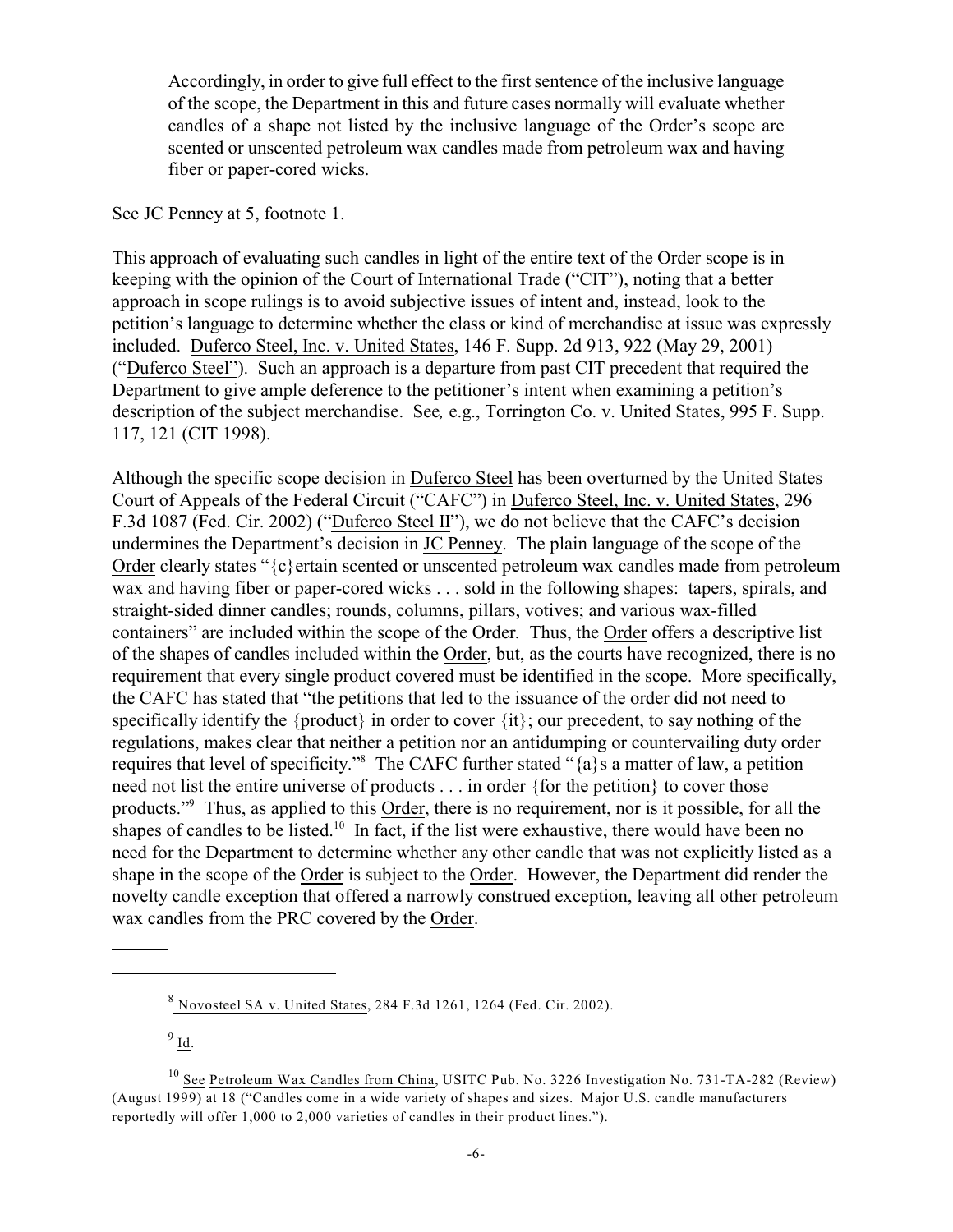> Accordingly, in order to give full effect to the first sentence of the inclusive language of the scope, the Department in this and future cases normally will evaluate whether candles of a shape not listed by the inclusive language of the Order's scope are scented or unscented petroleum wax candles made from petroleum wax and having fiber or paper-cored wicks.

See JC Penney at 5, footnote 1.

This approach of evaluating such candles in light of the entire text of the Order scope is in keeping with the opinion of the Court of International Trade ("CIT"), noting that a better approach in scope rulings is to avoid subjective issues of intent and, instead, look to the petition's language to determine whether the class or kind of merchandise at issue was expressly included. Duferco Steel, Inc. v. United States, 146 F. Supp. 2d 913, 922 (May 29, 2001) ("Duferco Steel"). Such an approach is a departure from past CIT precedent that required the Department to give ample deference to the petitioner's intent when examining a petition's description of the subject merchandise. See, e.g., Torrington Co. v. United States, 995 F. Supp. 117, 121 (CIT 1998).

Although the specific scope decision in Duferco Steel has been overturned by the United States Court of Appeals of the Federal Circuit ("CAFC") in Duferco Steel, Inc. v. United States, 296 F.3d 1087 (Fed. Cir. 2002) ("Duferco Steel II"), we do not believe that the CAFC's decision undermines the Department's decision in JC Penney. The plain language of the scope of the Order clearly states "{c}ertain scented or unscented petroleum wax candles made from petroleum wax and having fiber or paper-cored wicks . . . sold in the following shapes: tapers, spirals, and straight-sided dinner candles; rounds, columns, pillars, votives; and various wax-filled containers" are included within the scope of the Order. Thus, the Order offers a descriptive list of the shapes of candles included within the Order, but, as the courts have recognized, there is no requirement that every single product covered must be identified in the scope. More specifically, the CAFC has stated that "the petitions that led to the issuance of the order did not need to specifically identify the {product} in order to cover {it}; our precedent, to say nothing of the regulations, makes clear that neither a petition nor an antidumping or countervailing duty order requires that level of specificity."[8] The CAFC further stated "{a}s a matter of law, a petition need not list the entire universe of products . . . in order {for the petition} to cover those products."[9] Thus, as applied to this Order, there is no requirement, nor is it possible, for all the shapes of candles to be listed.[10] In fact, if the list were exhaustive, there would have been no need for the Department to determine whether any other candle that was not explicitly listed as a shape in the scope of the Order is subject to the Order. However, the Department did render the novelty candle exception that offered a narrowly construed exception, leaving all other petroleum wax candles from the PRC covered by the Order.

---

[8] Novosteel SA v. United States, 284 F.3d 1261, 1264 (Fed. Cir. 2002).

[9] Id.

[10] See Petroleum Wax Candles from China, USITC Pub. No. 3226 Investigation No. 731-TA-282 (Review) (August 1999) at 18 ("Candles come in a wide variety of shapes and sizes. Major U.S. candle manufacturers reportedly will offer 1,000 to 2,000 varieties of candles in their product lines.").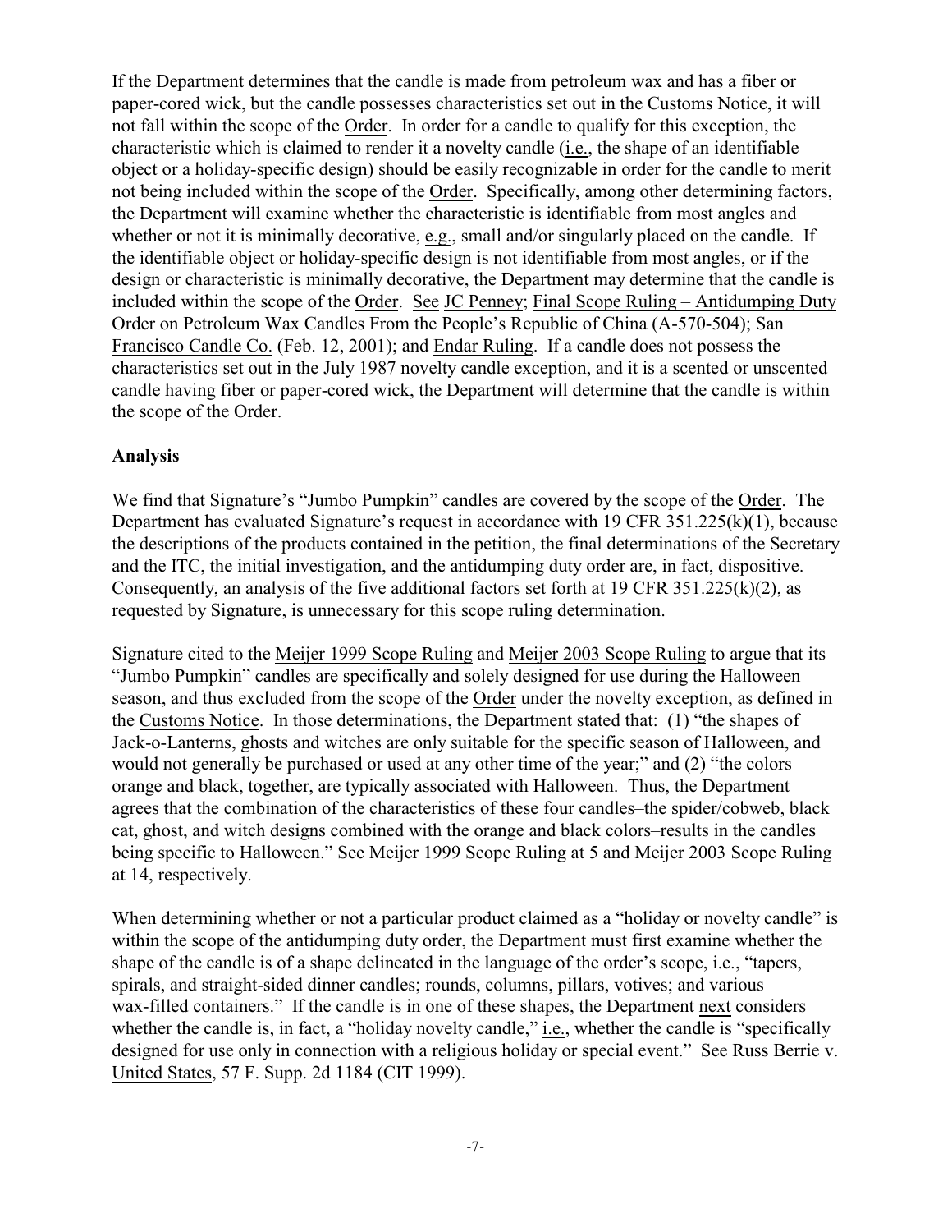If the Department determines that the candle is made from petroleum wax and has a fiber or paper-cored wick, but the candle possesses characteristics set out in the Customs Notice, it will not fall within the scope of the Order. In order for a candle to qualify for this exception, the characteristic which is claimed to render it a novelty candle (i.e., the shape of an identifiable object or a holiday-specific design) should be easily recognizable in order for the candle to merit not being included within the scope of the Order. Specifically, among other determining factors, the Department will examine whether the characteristic is identifiable from most angles and whether or not it is minimally decorative, e.g., small and/or singularly placed on the candle. If the identifiable object or holiday-specific design is not identifiable from most angles, or if the design or characteristic is minimally decorative, the Department may determine that the candle is included within the scope of the Order. See JC Penney; Final Scope Ruling – Antidumping Duty Order on Petroleum Wax Candles From the People's Republic of China (A-570-504); San Francisco Candle Co. (Feb. 12, 2001); and Endar Ruling. If a candle does not possess the characteristics set out in the July 1987 novelty candle exception, and it is a scented or unscented candle having fiber or paper-cored wick, the Department will determine that the candle is within the scope of the Order.

**Analysis**

We find that Signature's "Jumbo Pumpkin" candles are covered by the scope of the Order. The Department has evaluated Signature's request in accordance with 19 CFR 351.225(k)(1), because the descriptions of the products contained in the petition, the final determinations of the Secretary and the ITC, the initial investigation, and the antidumping duty order are, in fact, dispositive. Consequently, an analysis of the five additional factors set forth at 19 CFR 351.225(k)(2), as requested by Signature, is unnecessary for this scope ruling determination.

Signature cited to the Meijer 1999 Scope Ruling and Meijer 2003 Scope Ruling to argue that its "Jumbo Pumpkin" candles are specifically and solely designed for use during the Halloween season, and thus excluded from the scope of the Order under the novelty exception, as defined in the Customs Notice. In those determinations, the Department stated that: (1) "the shapes of Jack-o-Lanterns, ghosts and witches are only suitable for the specific season of Halloween, and would not generally be purchased or used at any other time of the year;" and (2) "the colors orange and black, together, are typically associated with Halloween. Thus, the Department agrees that the combination of the characteristics of these four candles–the spider/cobweb, black cat, ghost, and witch designs combined with the orange and black colors–results in the candles being specific to Halloween." See Meijer 1999 Scope Ruling at 5 and Meijer 2003 Scope Ruling at 14, respectively.

When determining whether or not a particular product claimed as a "holiday or novelty candle" is within the scope of the antidumping duty order, the Department must first examine whether the shape of the candle is of a shape delineated in the language of the order's scope, i.e., "tapers, spirals, and straight-sided dinner candles; rounds, columns, pillars, votives; and various wax-filled containers." If the candle is in one of these shapes, the Department next considers whether the candle is, in fact, a "holiday novelty candle," i.e., whether the candle is "specifically designed for use only in connection with a religious holiday or special event." See Russ Berrie v. United States, 57 F. Supp. 2d 1184 (CIT 1999).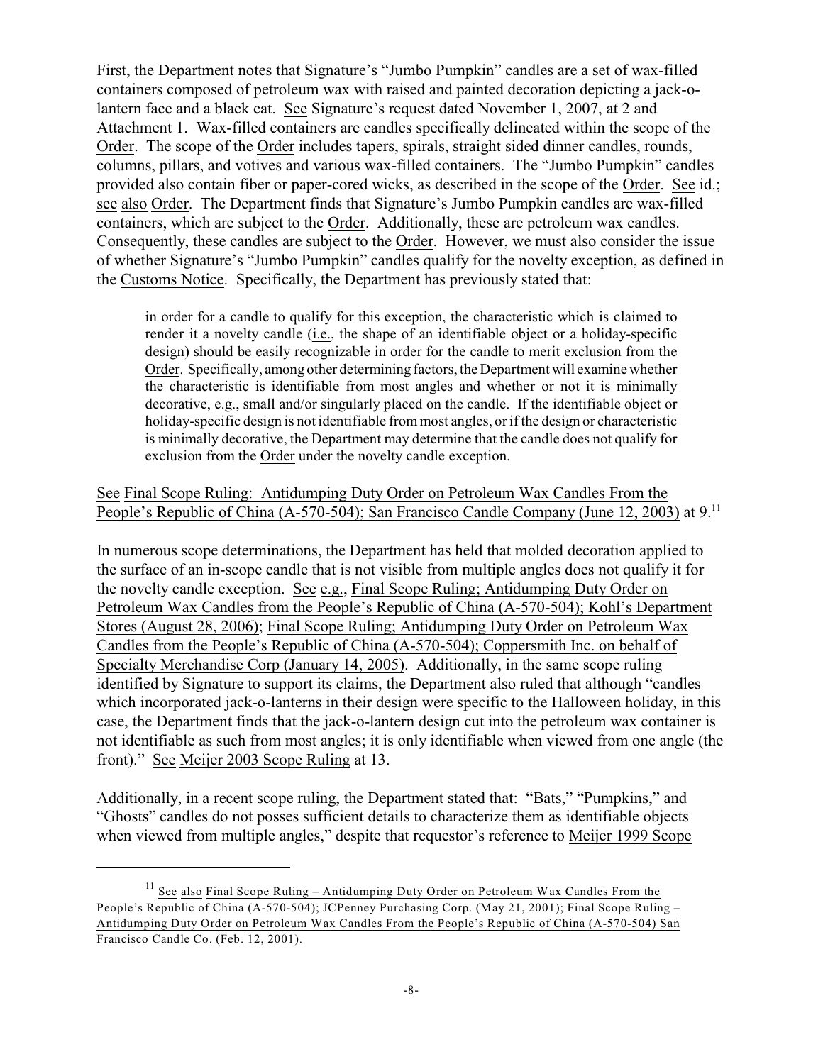First, the Department notes that Signature's "Jumbo Pumpkin" candles are a set of wax-filled containers composed of petroleum wax with raised and painted decoration depicting a jack-o-lantern face and a black cat. See Signature's request dated November 1, 2007, at 2 and Attachment 1. Wax-filled containers are candles specifically delineated within the scope of the Order. The scope of the Order includes tapers, spirals, straight sided dinner candles, rounds, columns, pillars, and votives and various wax-filled containers. The "Jumbo Pumpkin" candles provided also contain fiber or paper-cored wicks, as described in the scope of the Order. See id.; see also Order. The Department finds that Signature's Jumbo Pumpkin candles are wax-filled containers, which are subject to the Order. Additionally, these are petroleum wax candles. Consequently, these candles are subject to the Order. However, we must also consider the issue of whether Signature's "Jumbo Pumpkin" candles qualify for the novelty exception, as defined in the Customs Notice. Specifically, the Department has previously stated that:

> in order for a candle to qualify for this exception, the characteristic which is claimed to render it a novelty candle (i.e., the shape of an identifiable object or a holiday-specific design) should be easily recognizable in order for the candle to merit exclusion from the Order. Specifically, among other determining factors, the Department will examine whether the characteristic is identifiable from most angles and whether or not it is minimally decorative, e.g., small and/or singularly placed on the candle. If the identifiable object or holiday-specific design is not identifiable from most angles, or if the design or characteristic is minimally decorative, the Department may determine that the candle does not qualify for exclusion from the Order under the novelty candle exception.

See Final Scope Ruling: Antidumping Duty Order on Petroleum Wax Candles From the People's Republic of China (A-570-504); San Francisco Candle Company (June 12, 2003) at 9.[11]

In numerous scope determinations, the Department has held that molded decoration applied to the surface of an in-scope candle that is not visible from multiple angles does not qualify it for the novelty candle exception. See e.g., Final Scope Ruling; Antidumping Duty Order on Petroleum Wax Candles from the People's Republic of China (A-570-504); Kohl's Department Stores (August 28, 2006); Final Scope Ruling; Antidumping Duty Order on Petroleum Wax Candles from the People's Republic of China (A-570-504); Coppersmith Inc. on behalf of Specialty Merchandise Corp (January 14, 2005). Additionally, in the same scope ruling identified by Signature to support its claims, the Department also ruled that although "candles which incorporated jack-o-lanterns in their design were specific to the Halloween holiday, in this case, the Department finds that the jack-o-lantern design cut into the petroleum wax container is not identifiable as such from most angles; it is only identifiable when viewed from one angle (the front)." See Meijer 2003 Scope Ruling at 13.

Additionally, in a recent scope ruling, the Department stated that: "Bats," "Pumpkins," and "Ghosts" candles do not posses sufficient details to characterize them as identifiable objects when viewed from multiple angles," despite that requestor's reference to Meijer 1999 Scope

---

[11] See also Final Scope Ruling – Antidumping Duty Order on Petroleum Wax Candles From the People's Republic of China (A-570-504); JCPenney Purchasing Corp. (May 21, 2001); Final Scope Ruling – Antidumping Duty Order on Petroleum Wax Candles From the People's Republic of China (A-570-504) San Francisco Candle Co. (Feb. 12, 2001).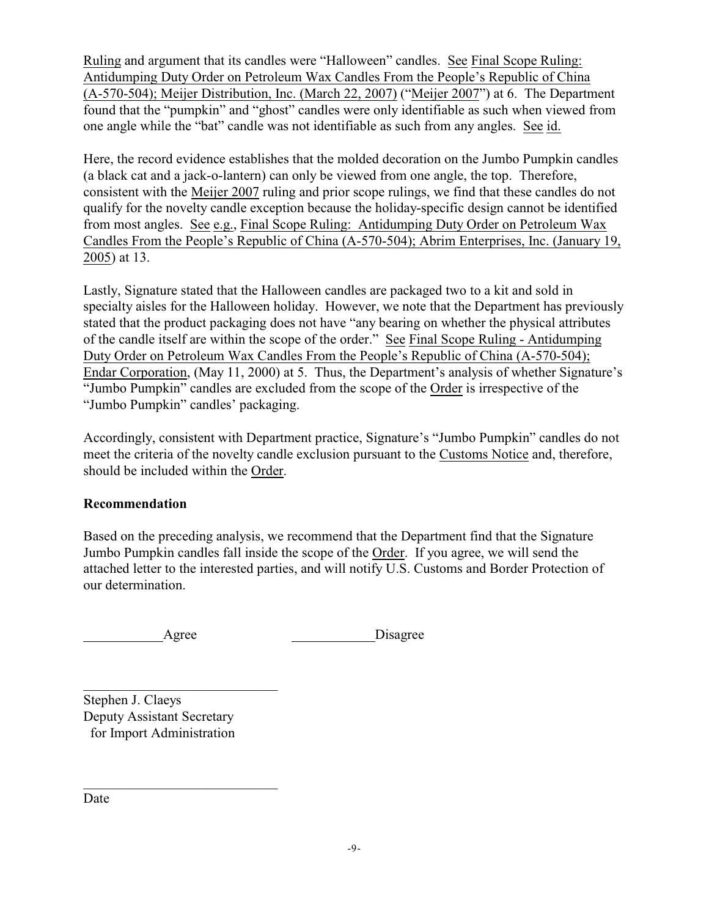Ruling and argument that its candles were "Halloween" candles. See Final Scope Ruling: Antidumping Duty Order on Petroleum Wax Candles From the People's Republic of China (A-570-504); Meijer Distribution, Inc. (March 22, 2007) ("Meijer 2007") at 6. The Department found that the "pumpkin" and "ghost" candles were only identifiable as such when viewed from one angle while the "bat" candle was not identifiable as such from any angles. See id.

Here, the record evidence establishes that the molded decoration on the Jumbo Pumpkin candles (a black cat and a jack-o-lantern) can only be viewed from one angle, the top. Therefore, consistent with the Meijer 2007 ruling and prior scope rulings, we find that these candles do not qualify for the novelty candle exception because the holiday-specific design cannot be identified from most angles. See e.g., Final Scope Ruling: Antidumping Duty Order on Petroleum Wax Candles From the People's Republic of China (A-570-504); Abrim Enterprises, Inc. (January 19, 2005) at 13.

Lastly, Signature stated that the Halloween candles are packaged two to a kit and sold in specialty aisles for the Halloween holiday. However, we note that the Department has previously stated that the product packaging does not have "any bearing on whether the physical attributes of the candle itself are within the scope of the order." See Final Scope Ruling - Antidumping Duty Order on Petroleum Wax Candles From the People's Republic of China (A-570-504); Endar Corporation, (May 11, 2000) at 5. Thus, the Department's analysis of whether Signature's "Jumbo Pumpkin" candles are excluded from the scope of the Order is irrespective of the "Jumbo Pumpkin" candles' packaging.

Accordingly, consistent with Department practice, Signature's "Jumbo Pumpkin" candles do not meet the criteria of the novelty candle exclusion pursuant to the Customs Notice and, therefore, should be included within the Order.

**Recommendation**

Based on the preceding analysis, we recommend that the Department find that the Signature Jumbo Pumpkin candles fall inside the scope of the Order. If you agree, we will send the attached letter to the interested parties, and will notify U.S. Customs and Border Protection of our determination.

\_\_\_\_\_\_\_\_\_\_\_\_Agree　　　　\_\_\_\_\_\_\_\_\_\_\_\_Disagree

\_\_\_\_\_\_\_\_\_\_\_\_\_\_\_\_\_\_\_\_\_\_\_\_\_\_\_\_\_\_

Stephen J. Claeys
Deputy Assistant Secretary
for Import Administration

\_\_\_\_\_\_\_\_\_\_\_\_\_\_\_\_\_\_\_\_\_\_\_\_\_\_\_\_\_\_

Date